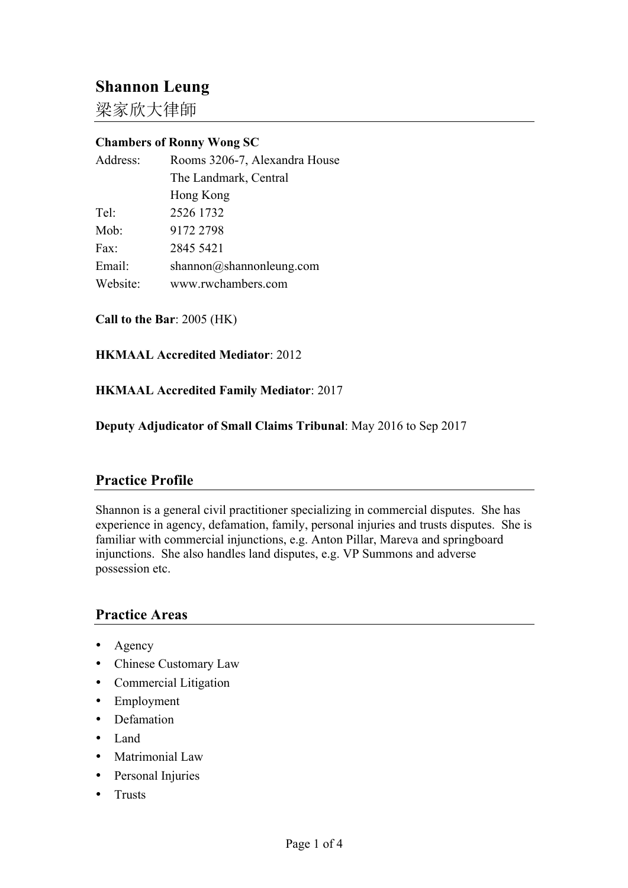# Shannon Leung

梁家欣大律師

**Chambers of Ronny Wong SC**

| | |
|---|---|
| Address: | Rooms 3206-7, Alexandra House<br>The Landmark, Central<br>Hong Kong |
| Tel: | 2526 1732 |
| Mob: | 9172 2798 |
| Fax: | 2845 5421 |
| Email: | shannon@shannonleung.com |
| Website: | www.rwchambers.com |

**Call to the Bar**: 2005 (HK)

**HKMAAL Accredited Mediator**: 2012

**HKMAAL Accredited Family Mediator**: 2017

**Deputy Adjudicator of Small Claims Tribunal**: May 2016 to Sep 2017

## Practice Profile

Shannon is a general civil practitioner specializing in commercial disputes. She has experience in agency, defamation, family, personal injuries and trusts disputes. She is familiar with commercial injunctions, e.g. Anton Pillar, Mareva and springboard injunctions. She also handles land disputes, e.g. VP Summons and adverse possession etc.

## Practice Areas

- Agency
- Chinese Customary Law
- Commercial Litigation
- Employment
- Defamation
- Land
- Matrimonial Law
- Personal Injuries
- Trusts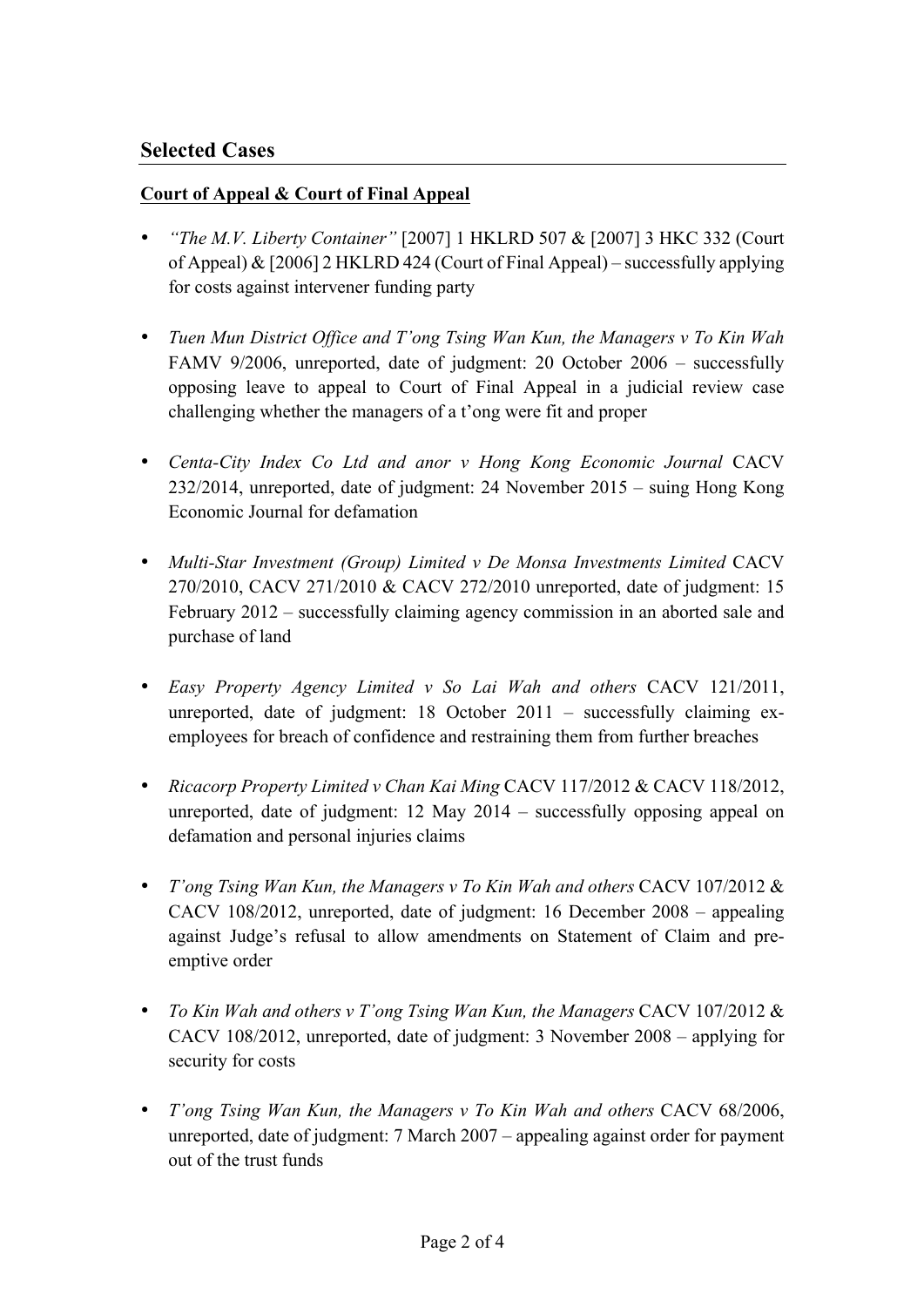## Selected Cases

**Court of Appeal & Court of Final Appeal**

- *"The M.V. Liberty Container"* [2007] 1 HKLRD 507 & [2007] 3 HKC 332 (Court of Appeal) & [2006] 2 HKLRD 424 (Court of Final Appeal) – successfully applying for costs against intervener funding party

- *Tuen Mun District Office and T'ong Tsing Wan Kun, the Managers v To Kin Wah* FAMV 9/2006, unreported, date of judgment: 20 October 2006 – successfully opposing leave to appeal to Court of Final Appeal in a judicial review case challenging whether the managers of a t'ong were fit and proper

- *Centa-City Index Co Ltd and anor v Hong Kong Economic Journal* CACV 232/2014, unreported, date of judgment: 24 November 2015 – suing Hong Kong Economic Journal for defamation

- *Multi-Star Investment (Group) Limited v De Monsa Investments Limited* CACV 270/2010, CACV 271/2010 & CACV 272/2010 unreported, date of judgment: 15 February 2012 – successfully claiming agency commission in an aborted sale and purchase of land

- *Easy Property Agency Limited v So Lai Wah and others* CACV 121/2011, unreported, date of judgment: 18 October 2011 – successfully claiming ex-employees for breach of confidence and restraining them from further breaches

- *Ricacorp Property Limited v Chan Kai Ming* CACV 117/2012 & CACV 118/2012, unreported, date of judgment: 12 May 2014 – successfully opposing appeal on defamation and personal injuries claims

- *T'ong Tsing Wan Kun, the Managers v To Kin Wah and others* CACV 107/2012 & CACV 108/2012, unreported, date of judgment: 16 December 2008 – appealing against Judge's refusal to allow amendments on Statement of Claim and pre-emptive order

- *To Kin Wah and others v T'ong Tsing Wan Kun, the Managers* CACV 107/2012 & CACV 108/2012, unreported, date of judgment: 3 November 2008 – applying for security for costs

- *T'ong Tsing Wan Kun, the Managers v To Kin Wah and others* CACV 68/2006, unreported, date of judgment: 7 March 2007 – appealing against order for payment out of the trust funds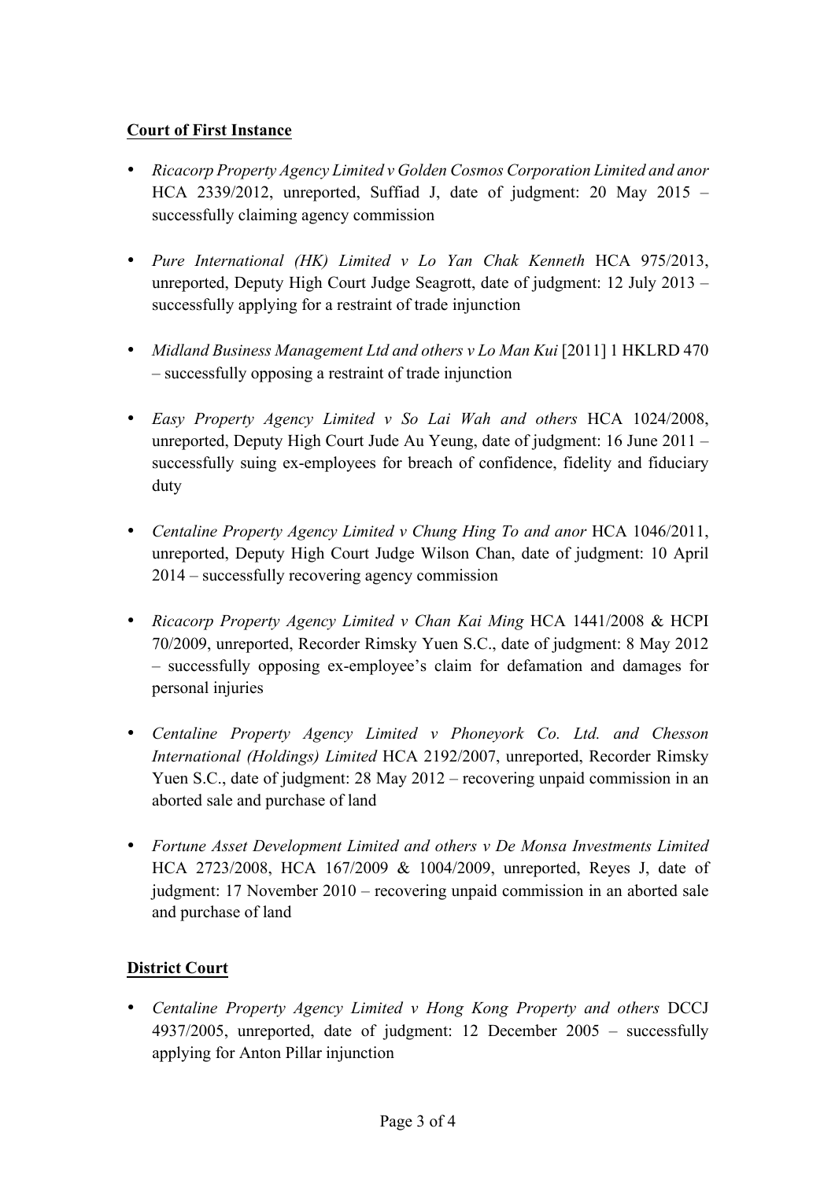**Court of First Instance**

- *Ricacorp Property Agency Limited v Golden Cosmos Corporation Limited and anor* HCA 2339/2012, unreported, Suffiad J, date of judgment: 20 May 2015 – successfully claiming agency commission

- *Pure International (HK) Limited v Lo Yan Chak Kenneth* HCA 975/2013, unreported, Deputy High Court Judge Seagrott, date of judgment: 12 July 2013 – successfully applying for a restraint of trade injunction

- *Midland Business Management Ltd and others v Lo Man Kui* [2011] 1 HKLRD 470 – successfully opposing a restraint of trade injunction

- *Easy Property Agency Limited v So Lai Wah and others* HCA 1024/2008, unreported, Deputy High Court Jude Au Yeung, date of judgment: 16 June 2011 – successfully suing ex-employees for breach of confidence, fidelity and fiduciary duty

- *Centaline Property Agency Limited v Chung Hing To and anor* HCA 1046/2011, unreported, Deputy High Court Judge Wilson Chan, date of judgment: 10 April 2014 – successfully recovering agency commission

- *Ricacorp Property Agency Limited v Chan Kai Ming* HCA 1441/2008 & HCPI 70/2009, unreported, Recorder Rimsky Yuen S.C., date of judgment: 8 May 2012 – successfully opposing ex-employee's claim for defamation and damages for personal injuries

- *Centaline Property Agency Limited v Phoneyork Co. Ltd. and Chesson International (Holdings) Limited* HCA 2192/2007, unreported, Recorder Rimsky Yuen S.C., date of judgment: 28 May 2012 – recovering unpaid commission in an aborted sale and purchase of land

- *Fortune Asset Development Limited and others v De Monsa Investments Limited* HCA 2723/2008, HCA 167/2009 & 1004/2009, unreported, Reyes J, date of judgment: 17 November 2010 – recovering unpaid commission in an aborted sale and purchase of land

**District Court**

- *Centaline Property Agency Limited v Hong Kong Property and others* DCCJ 4937/2005, unreported, date of judgment: 12 December 2005 – successfully applying for Anton Pillar injunction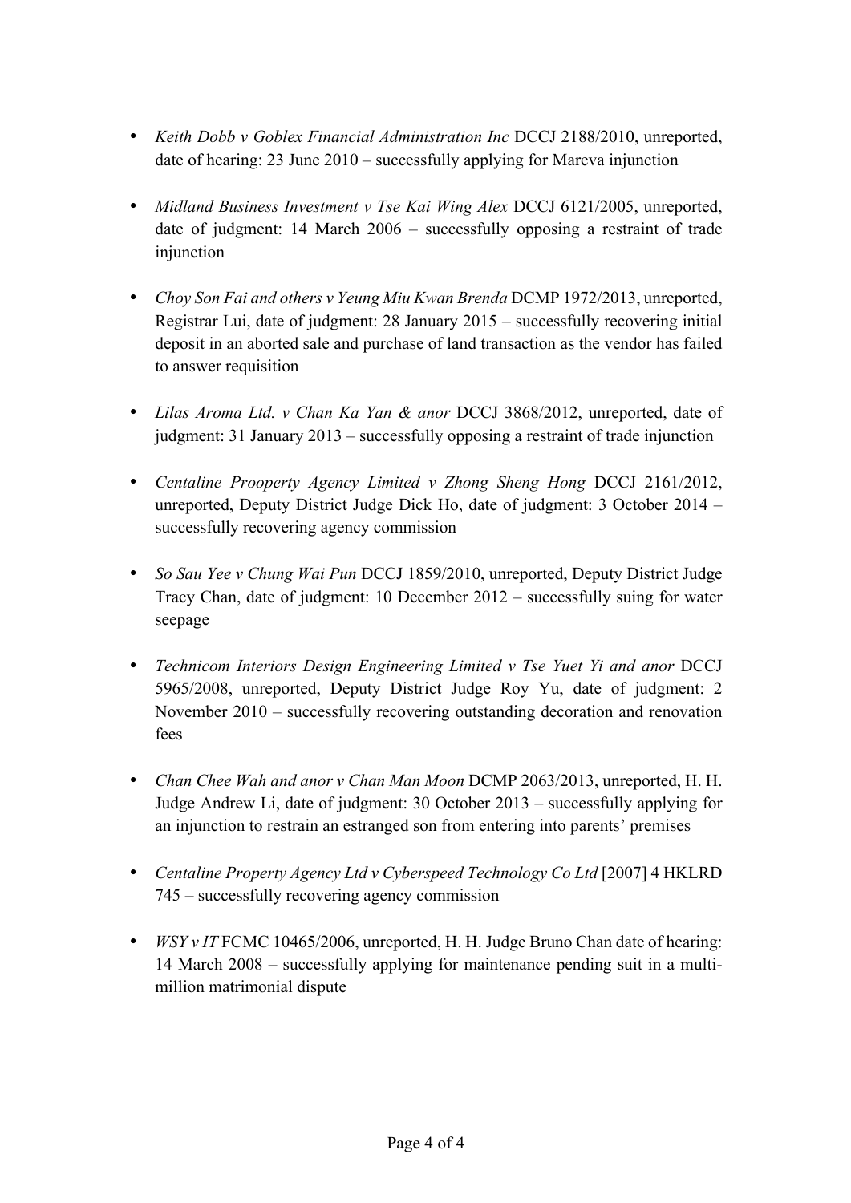- *Keith Dobb v Goblex Financial Administration Inc* DCCJ 2188/2010, unreported, date of hearing: 23 June 2010 – successfully applying for Mareva injunction

- *Midland Business Investment v Tse Kai Wing Alex* DCCJ 6121/2005, unreported, date of judgment: 14 March 2006 – successfully opposing a restraint of trade injunction

- *Choy Son Fai and others v Yeung Miu Kwan Brenda* DCMP 1972/2013, unreported, Registrar Lui, date of judgment: 28 January 2015 – successfully recovering initial deposit in an aborted sale and purchase of land transaction as the vendor has failed to answer requisition

- *Lilas Aroma Ltd. v Chan Ka Yan & anor* DCCJ 3868/2012, unreported, date of judgment: 31 January 2013 – successfully opposing a restraint of trade injunction

- *Centaline Prooperty Agency Limited v Zhong Sheng Hong* DCCJ 2161/2012, unreported, Deputy District Judge Dick Ho, date of judgment: 3 October 2014 – successfully recovering agency commission

- *So Sau Yee v Chung Wai Pun* DCCJ 1859/2010, unreported, Deputy District Judge Tracy Chan, date of judgment: 10 December 2012 – successfully suing for water seepage

- *Technicom Interiors Design Engineering Limited v Tse Yuet Yi and anor* DCCJ 5965/2008, unreported, Deputy District Judge Roy Yu, date of judgment: 2 November 2010 – successfully recovering outstanding decoration and renovation fees

- *Chan Chee Wah and anor v Chan Man Moon* DCMP 2063/2013, unreported, H. H. Judge Andrew Li, date of judgment: 30 October 2013 – successfully applying for an injunction to restrain an estranged son from entering into parents' premises

- *Centaline Property Agency Ltd v Cyberspeed Technology Co Ltd* [2007] 4 HKLRD 745 – successfully recovering agency commission

- *WSY v IT* FCMC 10465/2006, unreported, H. H. Judge Bruno Chan date of hearing: 14 March 2008 – successfully applying for maintenance pending suit in a multi-million matrimonial dispute